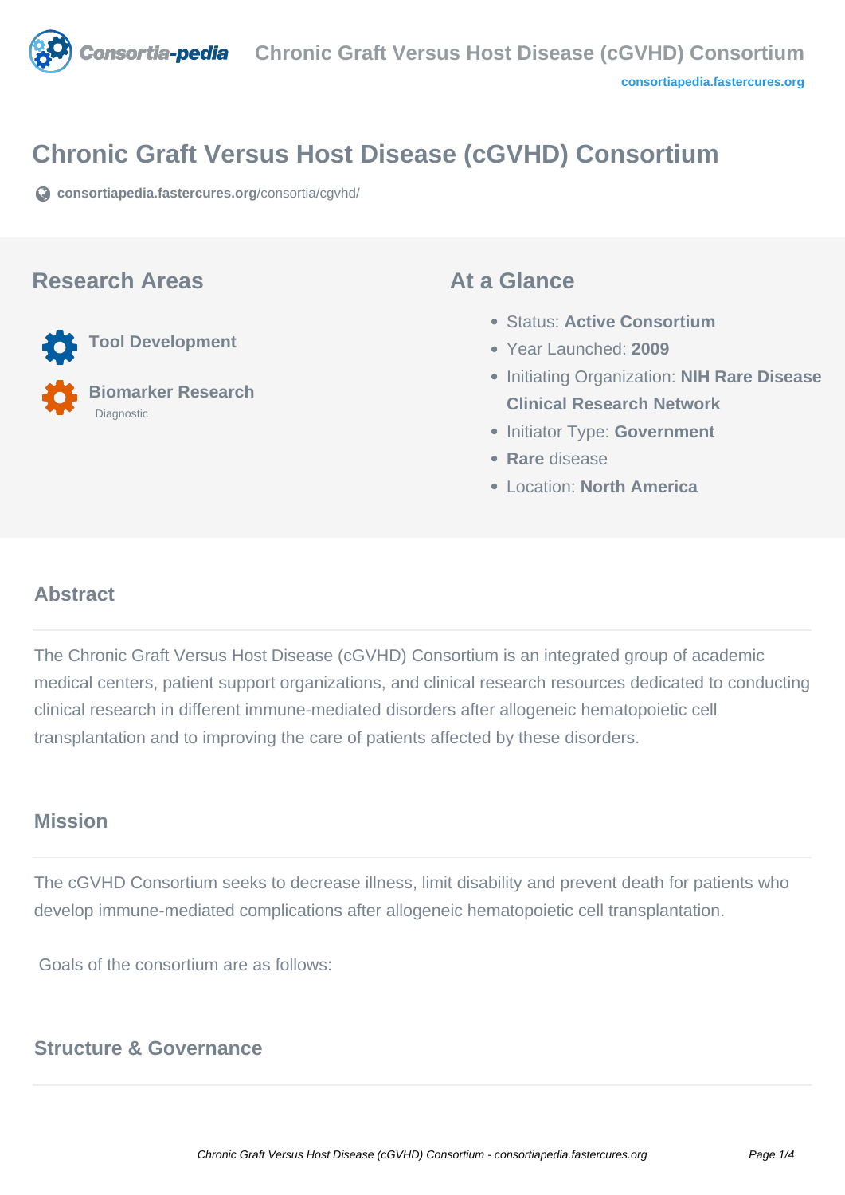# Chronic Graft Versus Host Disease (cGVHD) Consortium

consortiapedia.fastercures.org/consortia/cgvhd/

## Research Areas

**Tool Development**

**Biomarker Research**
Diagnostic

## At a Glance

- Status: **Active Consortium**
- Year Launched: **2009**
- Initiating Organization: **NIH Rare Disease Clinical Research Network**
- Initiator Type: **Government**
- **Rare** disease
- Location: **North America**

## Abstract

The Chronic Graft Versus Host Disease (cGVHD) Consortium is an integrated group of academic medical centers, patient support organizations, and clinical research resources dedicated to conducting clinical research in different immune-mediated disorders after allogeneic hematopoietic cell transplantation and to improving the care of patients affected by these disorders.

## Mission

The cGVHD Consortium seeks to decrease illness, limit disability and prevent death for patients who develop immune-mediated complications after allogeneic hematopoietic cell transplantation.

Goals of the consortium are as follows:

## Structure & Governance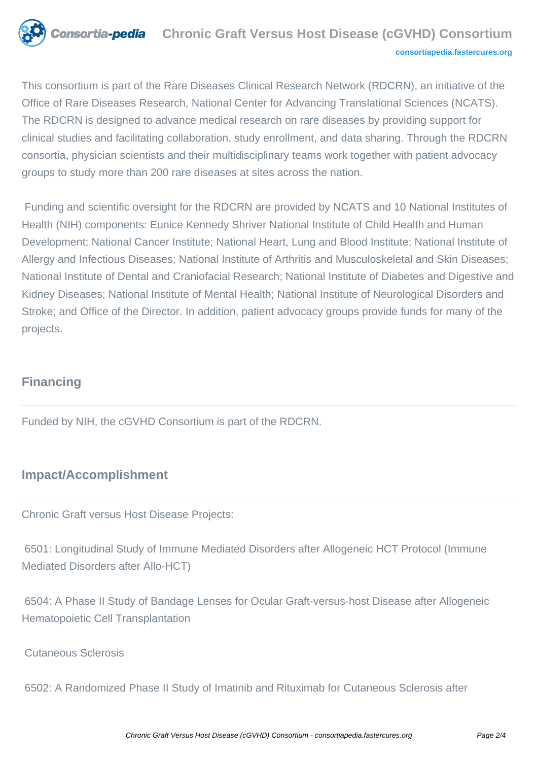This consortium is part of the Rare Diseases Clinical Research Network (RDCRN), an initiative of the Office of Rare Diseases Research, National Center for Advancing Translational Sciences (NCATS). The RDCRN is designed to advance medical research on rare diseases by providing support for clinical studies and facilitating collaboration, study enrollment, and data sharing. Through the RDCRN consortia, physician scientists and their multidisciplinary teams work together with patient advocacy groups to study more than 200 rare diseases at sites across the nation.

Funding and scientific oversight for the RDCRN are provided by NCATS and 10 National Institutes of Health (NIH) components: Eunice Kennedy Shriver National Institute of Child Health and Human Development; National Cancer Institute; National Heart, Lung and Blood Institute; National Institute of Allergy and Infectious Diseases; National Institute of Arthritis and Musculoskeletal and Skin Diseases; National Institute of Dental and Craniofacial Research; National Institute of Diabetes and Digestive and Kidney Diseases; National Institute of Mental Health; National Institute of Neurological Disorders and Stroke; and Office of the Director. In addition, patient advocacy groups provide funds for many of the projects.

## Financing

Funded by NIH, the cGVHD Consortium is part of the RDCRN.

## Impact/Accomplishment

Chronic Graft versus Host Disease Projects:

6501: Longitudinal Study of Immune Mediated Disorders after Allogeneic HCT Protocol (Immune Mediated Disorders after Allo-HCT)

6504: A Phase II Study of Bandage Lenses for Ocular Graft-versus-host Disease after Allogeneic Hematopoietic Cell Transplantation

Cutaneous Sclerosis

6502: A Randomized Phase II Study of Imatinib and Rituximab for Cutaneous Sclerosis after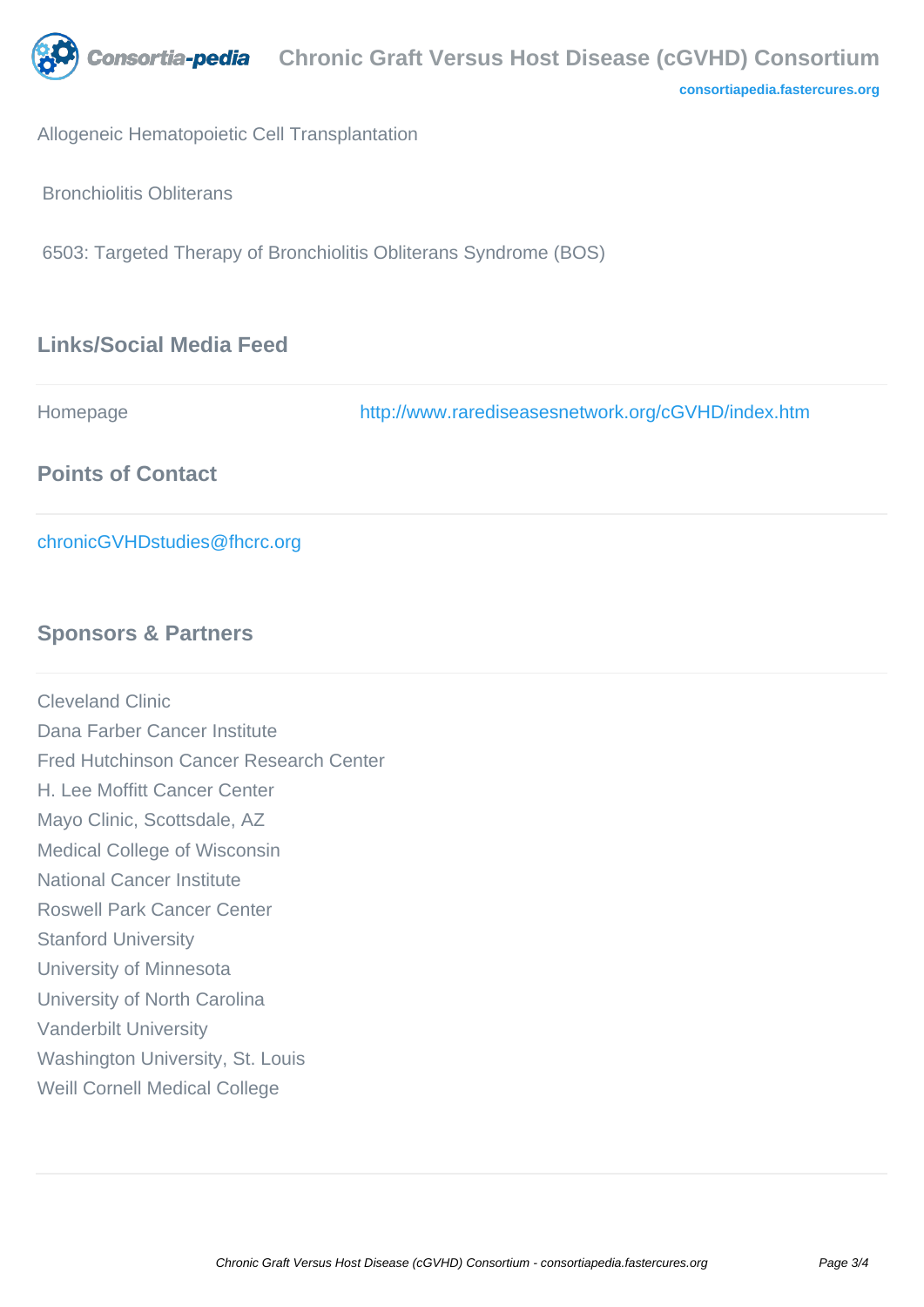Allogeneic Hematopoietic Cell Transplantation

Bronchiolitis Obliterans

6503: Targeted Therapy of Bronchiolitis Obliterans Syndrome (BOS)

## Links/Social Media Feed

| Homepage | http://www.rarediseasesnetwork.org/cGVHD/index.htm |
| --- | --- |

## Points of Contact

chronicGVHDstudies@fhcrc.org

## Sponsors & Partners

Cleveland Clinic
Dana Farber Cancer Institute
Fred Hutchinson Cancer Research Center
H. Lee Moffitt Cancer Center
Mayo Clinic, Scottsdale, AZ
Medical College of Wisconsin
National Cancer Institute
Roswell Park Cancer Center
Stanford University
University of Minnesota
University of North Carolina
Vanderbilt University
Washington University, St. Louis
Weill Cornell Medical College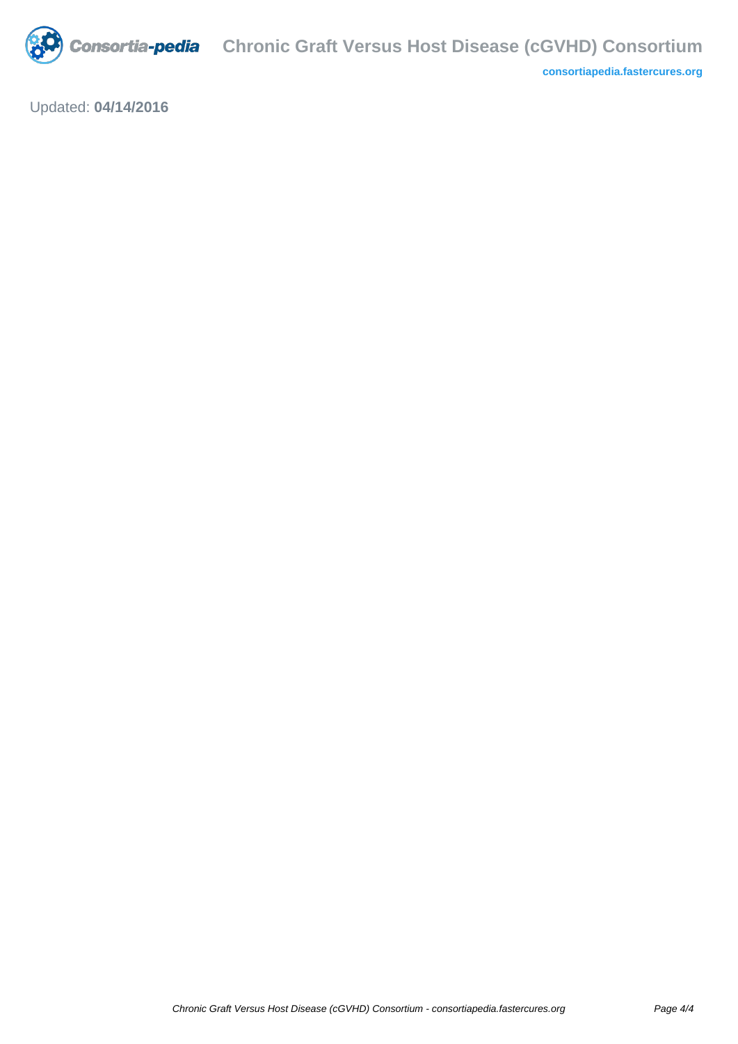Updated: **04/14/2016**